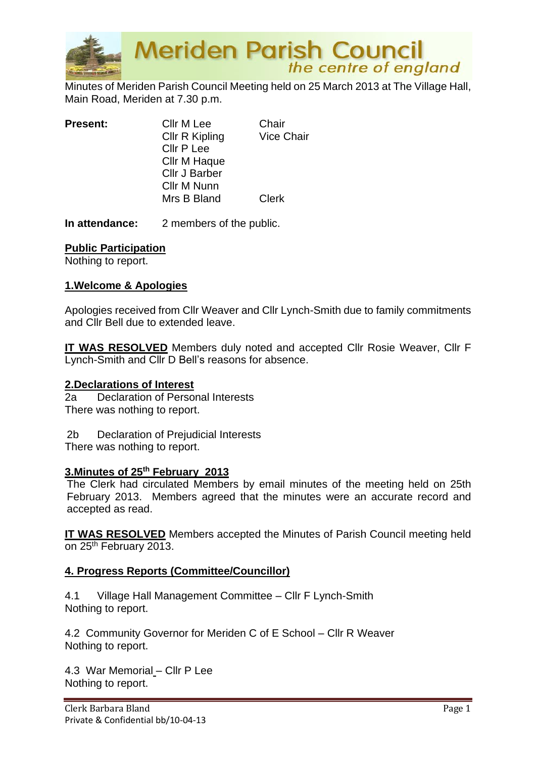# Meriden Parish Council

*the centre of england*

Minutes of Meriden Parish Council Meeting held on 25 March 2013 at The Village Hall, Main Road, Meriden at 7.30 p.m.

| **Present:** | Cllr M Lee | Chair |
|---|---|---|
| | Cllr R Kipling | Vice Chair |
| | Cllr P Lee | |
| | Cllr M Haque | |
| | Cllr J Barber | |
| | Cllr M Nunn | |
| | Mrs B Bland | Clerk |

**In attendance:** 2 members of the public.

## Public Participation

Nothing to report.

## 1.Welcome & Apologies

Apologies received from Cllr Weaver and Cllr Lynch-Smith due to family commitments and Cllr Bell due to extended leave.

**IT WAS RESOLVED** Members duly noted and accepted Cllr Rosie Weaver, Cllr F Lynch-Smith and Cllr D Bell's reasons for absence.

## 2.Declarations of Interest

2a Declaration of Personal Interests

There was nothing to report.

2b Declaration of Prejudicial Interests

There was nothing to report.

## 3.Minutes of 25th February 2013

The Clerk had circulated Members by email minutes of the meeting held on 25th February 2013. Members agreed that the minutes were an accurate record and accepted as read.

**IT WAS RESOLVED** Members accepted the Minutes of Parish Council meeting held on 25th February 2013.

## 4. Progress Reports (Committee/Councillor)

4.1 Village Hall Management Committee – Cllr F Lynch-Smith

Nothing to report.

4.2 Community Governor for Meriden C of E School – Cllr R Weaver

Nothing to report.

4.3 War Memorial – Cllr P Lee

Nothing to report.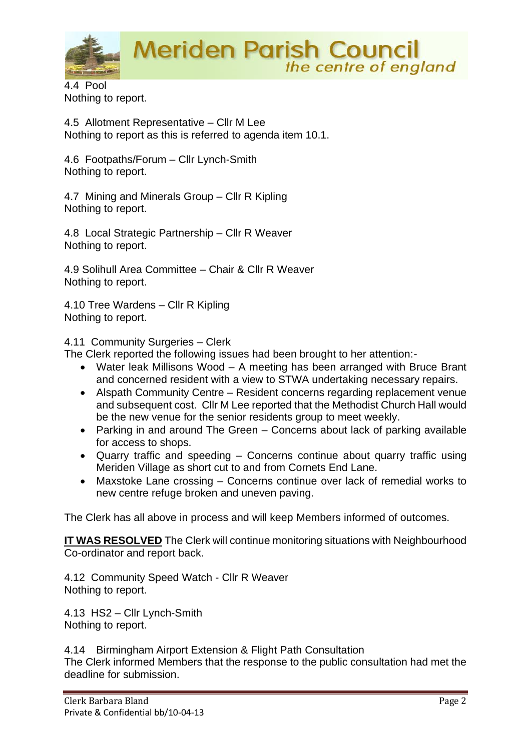4.4 Pool
Nothing to report.

4.5 Allotment Representative – Cllr M Lee
Nothing to report as this is referred to agenda item 10.1.

4.6 Footpaths/Forum – Cllr Lynch-Smith
Nothing to report.

4.7 Mining and Minerals Group – Cllr R Kipling
Nothing to report.

4.8 Local Strategic Partnership – Cllr R Weaver
Nothing to report.

4.9 Solihull Area Committee – Chair & Cllr R Weaver
Nothing to report.

4.10 Tree Wardens – Cllr R Kipling
Nothing to report.

4.11 Community Surgeries – Clerk
The Clerk reported the following issues had been brought to her attention:-

- Water leak Millisons Wood – A meeting has been arranged with Bruce Brant and concerned resident with a view to STWA undertaking necessary repairs.
- Alspath Community Centre – Resident concerns regarding replacement venue and subsequent cost. Cllr M Lee reported that the Methodist Church Hall would be the new venue for the senior residents group to meet weekly.
- Parking in and around The Green – Concerns about lack of parking available for access to shops.
- Quarry traffic and speeding – Concerns continue about quarry traffic using Meriden Village as short cut to and from Cornets End Lane.
- Maxstoke Lane crossing – Concerns continue over lack of remedial works to new centre refuge broken and uneven paving.

The Clerk has all above in process and will keep Members informed of outcomes.

**IT WAS RESOLVED** The Clerk will continue monitoring situations with Neighbourhood Co-ordinator and report back.

4.12 Community Speed Watch - Cllr R Weaver
Nothing to report.

4.13 HS2 – Cllr Lynch-Smith
Nothing to report.

4.14 Birmingham Airport Extension & Flight Path Consultation
The Clerk informed Members that the response to the public consultation had met the deadline for submission.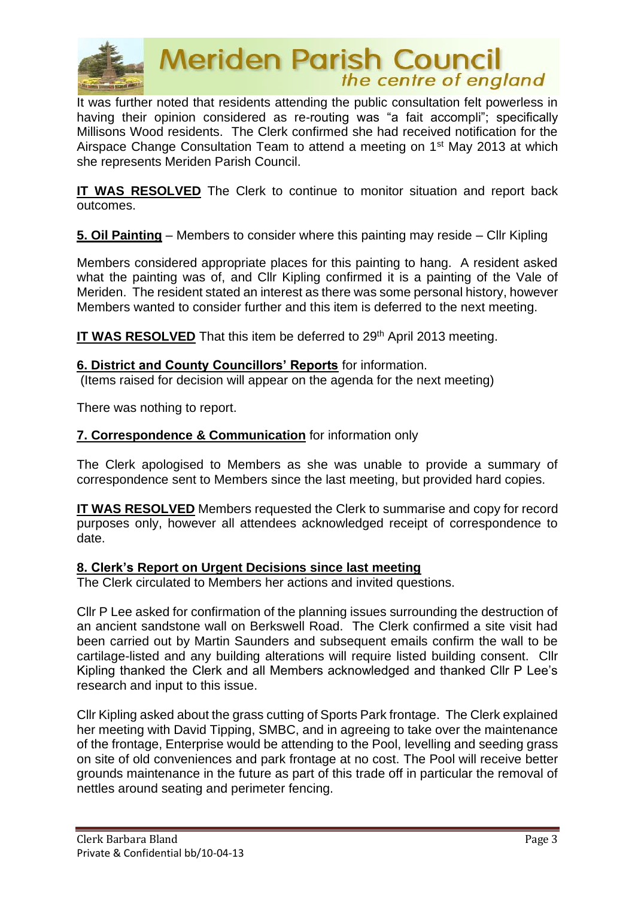It was further noted that residents attending the public consultation felt powerless in having their opinion considered as re-routing was "a fait accompli"; specifically Millisons Wood residents. The Clerk confirmed she had received notification for the Airspace Change Consultation Team to attend a meeting on 1st May 2013 at which she represents Meriden Parish Council.

**IT WAS RESOLVED** The Clerk to continue to monitor situation and report back outcomes.

**5. Oil Painting** – Members to consider where this painting may reside – Cllr Kipling

Members considered appropriate places for this painting to hang. A resident asked what the painting was of, and Cllr Kipling confirmed it is a painting of the Vale of Meriden. The resident stated an interest as there was some personal history, however Members wanted to consider further and this item is deferred to the next meeting.

**IT WAS RESOLVED** That this item be deferred to 29th April 2013 meeting.

**6. District and County Councillors' Reports** for information.
(Items raised for decision will appear on the agenda for the next meeting)

There was nothing to report.

**7. Correspondence & Communication** for information only

The Clerk apologised to Members as she was unable to provide a summary of correspondence sent to Members since the last meeting, but provided hard copies.

**IT WAS RESOLVED** Members requested the Clerk to summarise and copy for record purposes only, however all attendees acknowledged receipt of correspondence to date.

**8. Clerk's Report on Urgent Decisions since last meeting**
The Clerk circulated to Members her actions and invited questions.

Cllr P Lee asked for confirmation of the planning issues surrounding the destruction of an ancient sandstone wall on Berkswell Road. The Clerk confirmed a site visit had been carried out by Martin Saunders and subsequent emails confirm the wall to be cartilage-listed and any building alterations will require listed building consent. Cllr Kipling thanked the Clerk and all Members acknowledged and thanked Cllr P Lee's research and input to this issue.

Cllr Kipling asked about the grass cutting of Sports Park frontage. The Clerk explained her meeting with David Tipping, SMBC, and in agreeing to take over the maintenance of the frontage, Enterprise would be attending to the Pool, levelling and seeding grass on site of old conveniences and park frontage at no cost. The Pool will receive better grounds maintenance in the future as part of this trade off in particular the removal of nettles around seating and perimeter fencing.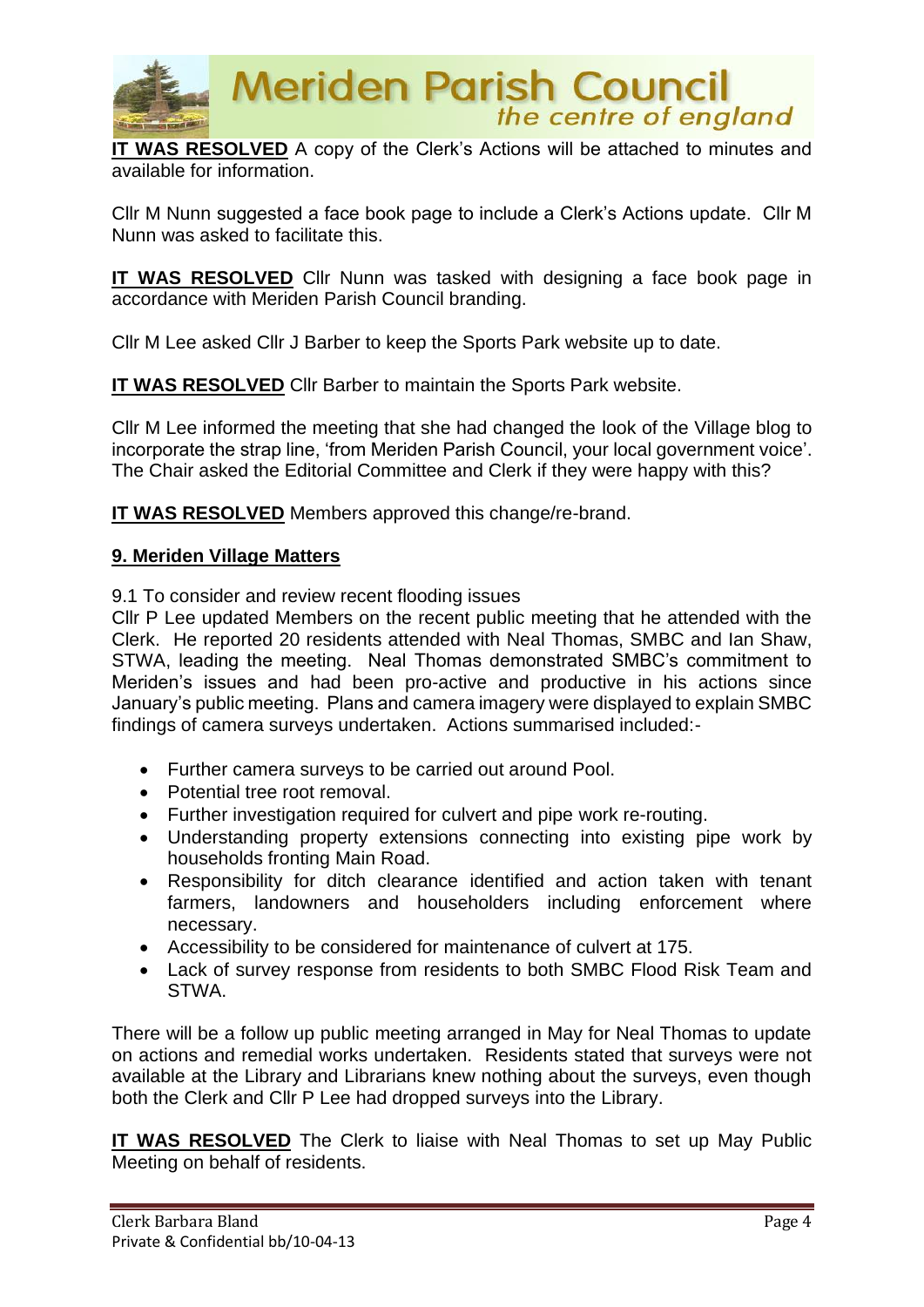**IT WAS RESOLVED** A copy of the Clerk's Actions will be attached to minutes and available for information.

Cllr M Nunn suggested a face book page to include a Clerk's Actions update. Cllr M Nunn was asked to facilitate this.

**IT WAS RESOLVED** Cllr Nunn was tasked with designing a face book page in accordance with Meriden Parish Council branding.

Cllr M Lee asked Cllr J Barber to keep the Sports Park website up to date.

**IT WAS RESOLVED** Cllr Barber to maintain the Sports Park website.

Cllr M Lee informed the meeting that she had changed the look of the Village blog to incorporate the strap line, 'from Meriden Parish Council, your local government voice'. The Chair asked the Editorial Committee and Clerk if they were happy with this?

**IT WAS RESOLVED** Members approved this change/re-brand.

## 9. Meriden Village Matters

9.1 To consider and review recent flooding issues

Cllr P Lee updated Members on the recent public meeting that he attended with the Clerk. He reported 20 residents attended with Neal Thomas, SMBC and Ian Shaw, STWA, leading the meeting. Neal Thomas demonstrated SMBC's commitment to Meriden's issues and had been pro-active and productive in his actions since January's public meeting. Plans and camera imagery were displayed to explain SMBC findings of camera surveys undertaken. Actions summarised included:-

- Further camera surveys to be carried out around Pool.
- Potential tree root removal.
- Further investigation required for culvert and pipe work re-routing.
- Understanding property extensions connecting into existing pipe work by households fronting Main Road.
- Responsibility for ditch clearance identified and action taken with tenant farmers, landowners and householders including enforcement where necessary.
- Accessibility to be considered for maintenance of culvert at 175.
- Lack of survey response from residents to both SMBC Flood Risk Team and STWA.

There will be a follow up public meeting arranged in May for Neal Thomas to update on actions and remedial works undertaken. Residents stated that surveys were not available at the Library and Librarians knew nothing about the surveys, even though both the Clerk and Cllr P Lee had dropped surveys into the Library.

**IT WAS RESOLVED** The Clerk to liaise with Neal Thomas to set up May Public Meeting on behalf of residents.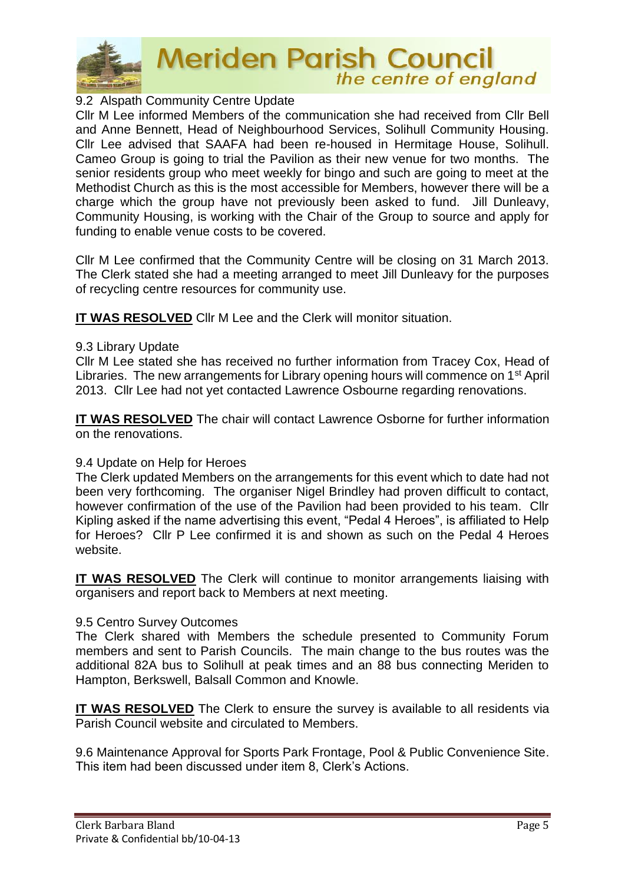9.2 Alspath Community Centre Update

Cllr M Lee informed Members of the communication she had received from Cllr Bell and Anne Bennett, Head of Neighbourhood Services, Solihull Community Housing. Cllr Lee advised that SAAFA had been re-housed in Hermitage House, Solihull. Cameo Group is going to trial the Pavilion as their new venue for two months. The senior residents group who meet weekly for bingo and such are going to meet at the Methodist Church as this is the most accessible for Members, however there will be a charge which the group have not previously been asked to fund. Jill Dunleavy, Community Housing, is working with the Chair of the Group to source and apply for funding to enable venue costs to be covered.

Cllr M Lee confirmed that the Community Centre will be closing on 31 March 2013. The Clerk stated she had a meeting arranged to meet Jill Dunleavy for the purposes of recycling centre resources for community use.

**IT WAS RESOLVED** Cllr M Lee and the Clerk will monitor situation.

9.3 Library Update

Cllr M Lee stated she has received no further information from Tracey Cox, Head of Libraries. The new arrangements for Library opening hours will commence on 1st April 2013. Cllr Lee had not yet contacted Lawrence Osbourne regarding renovations.

**IT WAS RESOLVED** The chair will contact Lawrence Osborne for further information on the renovations.

9.4 Update on Help for Heroes

The Clerk updated Members on the arrangements for this event which to date had not been very forthcoming. The organiser Nigel Brindley had proven difficult to contact, however confirmation of the use of the Pavilion had been provided to his team. Cllr Kipling asked if the name advertising this event, "Pedal 4 Heroes", is affiliated to Help for Heroes? Cllr P Lee confirmed it is and shown as such on the Pedal 4 Heroes website.

**IT WAS RESOLVED** The Clerk will continue to monitor arrangements liaising with organisers and report back to Members at next meeting.

9.5 Centro Survey Outcomes

The Clerk shared with Members the schedule presented to Community Forum members and sent to Parish Councils. The main change to the bus routes was the additional 82A bus to Solihull at peak times and an 88 bus connecting Meriden to Hampton, Berkswell, Balsall Common and Knowle.

**IT WAS RESOLVED** The Clerk to ensure the survey is available to all residents via Parish Council website and circulated to Members.

9.6 Maintenance Approval for Sports Park Frontage, Pool & Public Convenience Site.

This item had been discussed under item 8, Clerk's Actions.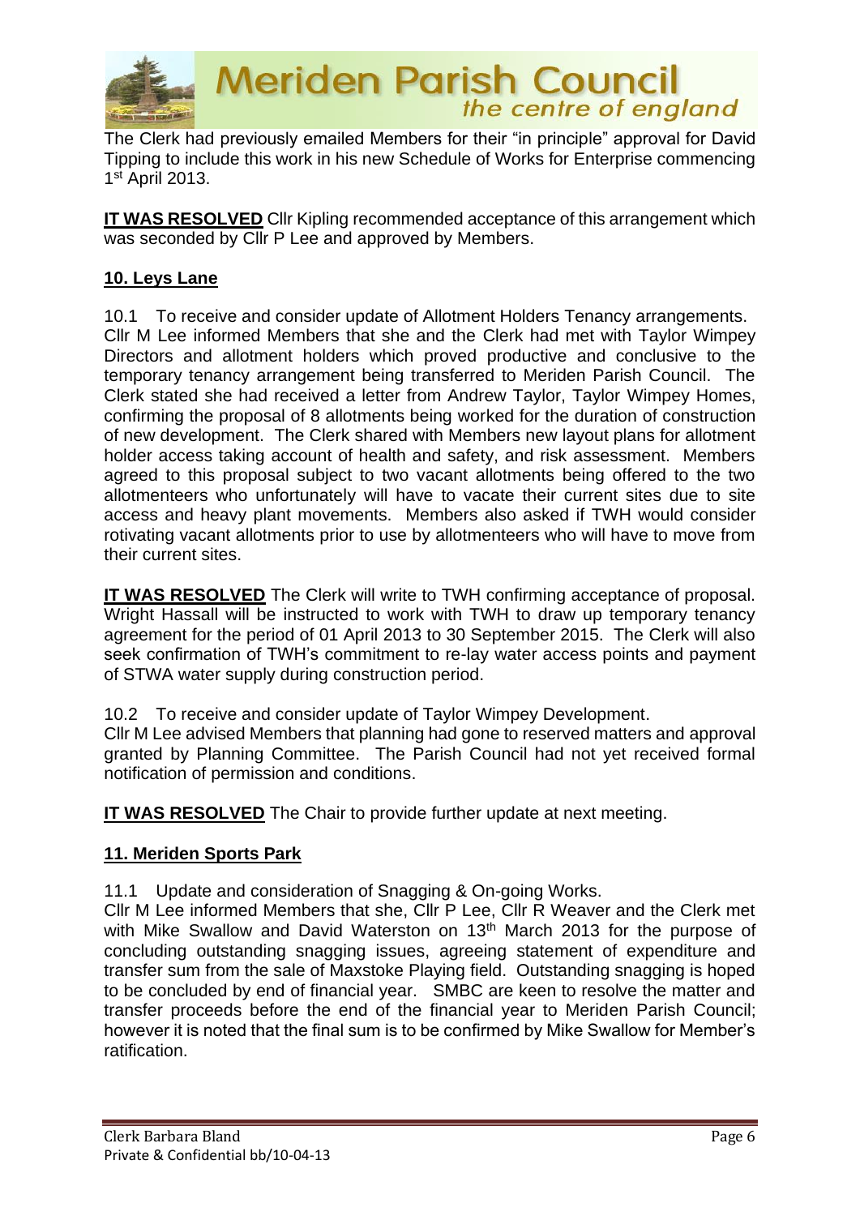The Clerk had previously emailed Members for their "in principle" approval for David Tipping to include this work in his new Schedule of Works for Enterprise commencing 1st April 2013.

**IT WAS RESOLVED** Cllr Kipling recommended acceptance of this arrangement which was seconded by Cllr P Lee and approved by Members.

## 10. Leys Lane

10.1 To receive and consider update of Allotment Holders Tenancy arrangements.
Cllr M Lee informed Members that she and the Clerk had met with Taylor Wimpey Directors and allotment holders which proved productive and conclusive to the temporary tenancy arrangement being transferred to Meriden Parish Council. The Clerk stated she had received a letter from Andrew Taylor, Taylor Wimpey Homes, confirming the proposal of 8 allotments being worked for the duration of construction of new development. The Clerk shared with Members new layout plans for allotment holder access taking account of health and safety, and risk assessment. Members agreed to this proposal subject to two vacant allotments being offered to the two allotmenteers who unfortunately will have to vacate their current sites due to site access and heavy plant movements. Members also asked if TWH would consider rotivating vacant allotments prior to use by allotmenteers who will have to move from their current sites.

**IT WAS RESOLVED** The Clerk will write to TWH confirming acceptance of proposal. Wright Hassall will be instructed to work with TWH to draw up temporary tenancy agreement for the period of 01 April 2013 to 30 September 2015. The Clerk will also seek confirmation of TWH's commitment to re-lay water access points and payment of STWA water supply during construction period.

10.2 To receive and consider update of Taylor Wimpey Development.
Cllr M Lee advised Members that planning had gone to reserved matters and approval granted by Planning Committee. The Parish Council had not yet received formal notification of permission and conditions.

**IT WAS RESOLVED** The Chair to provide further update at next meeting.

## 11. Meriden Sports Park

11.1 Update and consideration of Snagging & On-going Works.
Cllr M Lee informed Members that she, Cllr P Lee, Cllr R Weaver and the Clerk met with Mike Swallow and David Waterston on 13th March 2013 for the purpose of concluding outstanding snagging issues, agreeing statement of expenditure and transfer sum from the sale of Maxstoke Playing field. Outstanding snagging is hoped to be concluded by end of financial year. SMBC are keen to resolve the matter and transfer proceeds before the end of the financial year to Meriden Parish Council; however it is noted that the final sum is to be confirmed by Mike Swallow for Member's ratification.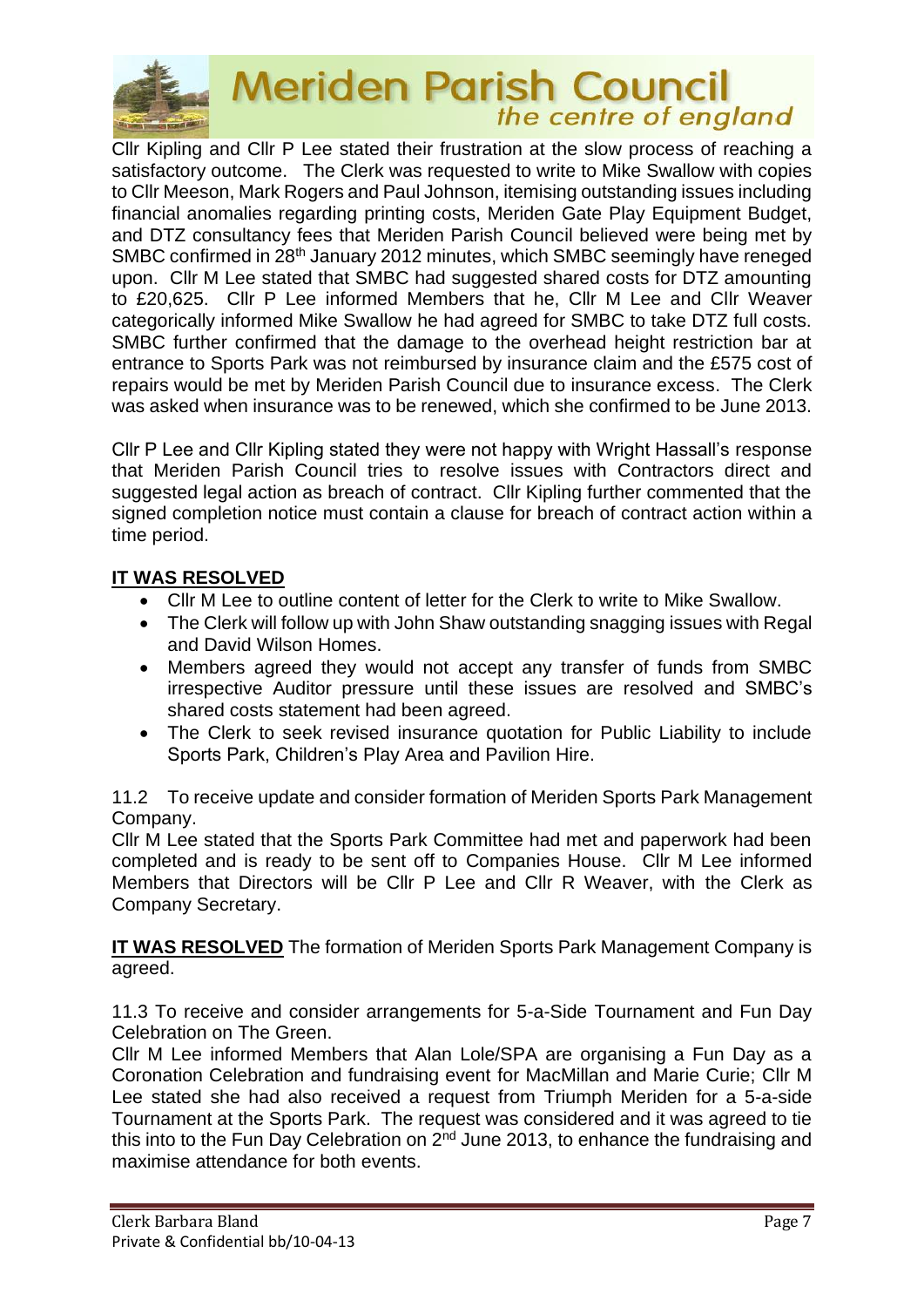Cllr Kipling and Cllr P Lee stated their frustration at the slow process of reaching a satisfactory outcome. The Clerk was requested to write to Mike Swallow with copies to Cllr Meeson, Mark Rogers and Paul Johnson, itemising outstanding issues including financial anomalies regarding printing costs, Meriden Gate Play Equipment Budget, and DTZ consultancy fees that Meriden Parish Council believed were being met by SMBC confirmed in 28th January 2012 minutes, which SMBC seemingly have reneged upon. Cllr M Lee stated that SMBC had suggested shared costs for DTZ amounting to £20,625. Cllr P Lee informed Members that he, Cllr M Lee and Cllr Weaver categorically informed Mike Swallow he had agreed for SMBC to take DTZ full costs. SMBC further confirmed that the damage to the overhead height restriction bar at entrance to Sports Park was not reimbursed by insurance claim and the £575 cost of repairs would be met by Meriden Parish Council due to insurance excess. The Clerk was asked when insurance was to be renewed, which she confirmed to be June 2013.

Cllr P Lee and Cllr Kipling stated they were not happy with Wright Hassall's response that Meriden Parish Council tries to resolve issues with Contractors direct and suggested legal action as breach of contract. Cllr Kipling further commented that the signed completion notice must contain a clause for breach of contract action within a time period.

**IT WAS RESOLVED**

- Cllr M Lee to outline content of letter for the Clerk to write to Mike Swallow.
- The Clerk will follow up with John Shaw outstanding snagging issues with Regal and David Wilson Homes.
- Members agreed they would not accept any transfer of funds from SMBC irrespective Auditor pressure until these issues are resolved and SMBC's shared costs statement had been agreed.
- The Clerk to seek revised insurance quotation for Public Liability to include Sports Park, Children's Play Area and Pavilion Hire.

11.2 To receive update and consider formation of Meriden Sports Park Management Company.

Cllr M Lee stated that the Sports Park Committee had met and paperwork had been completed and is ready to be sent off to Companies House. Cllr M Lee informed Members that Directors will be Cllr P Lee and Cllr R Weaver, with the Clerk as Company Secretary.

**IT WAS RESOLVED** The formation of Meriden Sports Park Management Company is agreed.

11.3 To receive and consider arrangements for 5-a-Side Tournament and Fun Day Celebration on The Green.

Cllr M Lee informed Members that Alan Lole/SPA are organising a Fun Day as a Coronation Celebration and fundraising event for MacMillan and Marie Curie; Cllr M Lee stated she had also received a request from Triumph Meriden for a 5-a-side Tournament at the Sports Park. The request was considered and it was agreed to tie this into to the Fun Day Celebration on 2nd June 2013, to enhance the fundraising and maximise attendance for both events.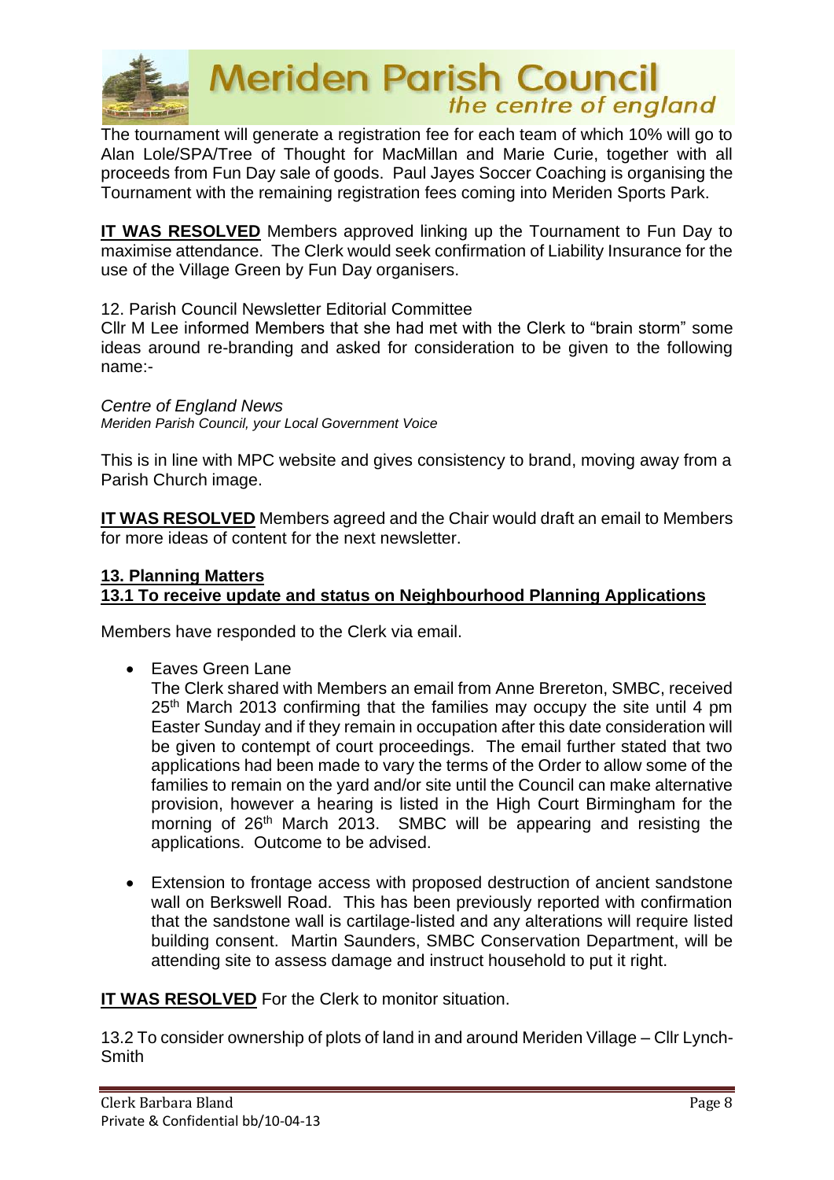The tournament will generate a registration fee for each team of which 10% will go to Alan Lole/SPA/Tree of Thought for MacMillan and Marie Curie, together with all proceeds from Fun Day sale of goods. Paul Jayes Soccer Coaching is organising the Tournament with the remaining registration fees coming into Meriden Sports Park.

**IT WAS RESOLVED** Members approved linking up the Tournament to Fun Day to maximise attendance. The Clerk would seek confirmation of Liability Insurance for the use of the Village Green by Fun Day organisers.

12. Parish Council Newsletter Editorial Committee

Cllr M Lee informed Members that she had met with the Clerk to "brain storm" some ideas around re-branding and asked for consideration to be given to the following name:-

*Centre of England News*
*Meriden Parish Council, your Local Government Voice*

This is in line with MPC website and gives consistency to brand, moving away from a Parish Church image.

**IT WAS RESOLVED** Members agreed and the Chair would draft an email to Members for more ideas of content for the next newsletter.

**13. Planning Matters**

**13.1 To receive update and status on Neighbourhood Planning Applications**

Members have responded to the Clerk via email.

- Eaves Green Lane
  The Clerk shared with Members an email from Anne Brereton, SMBC, received 25th March 2013 confirming that the families may occupy the site until 4 pm Easter Sunday and if they remain in occupation after this date consideration will be given to contempt of court proceedings. The email further stated that two applications had been made to vary the terms of the Order to allow some of the families to remain on the yard and/or site until the Council can make alternative provision, however a hearing is listed in the High Court Birmingham for the morning of 26th March 2013. SMBC will be appearing and resisting the applications. Outcome to be advised.

- Extension to frontage access with proposed destruction of ancient sandstone wall on Berkswell Road. This has been previously reported with confirmation that the sandstone wall is cartilage-listed and any alterations will require listed building consent. Martin Saunders, SMBC Conservation Department, will be attending site to assess damage and instruct household to put it right.

**IT WAS RESOLVED** For the Clerk to monitor situation.

13.2 To consider ownership of plots of land in and around Meriden Village – Cllr Lynch-Smith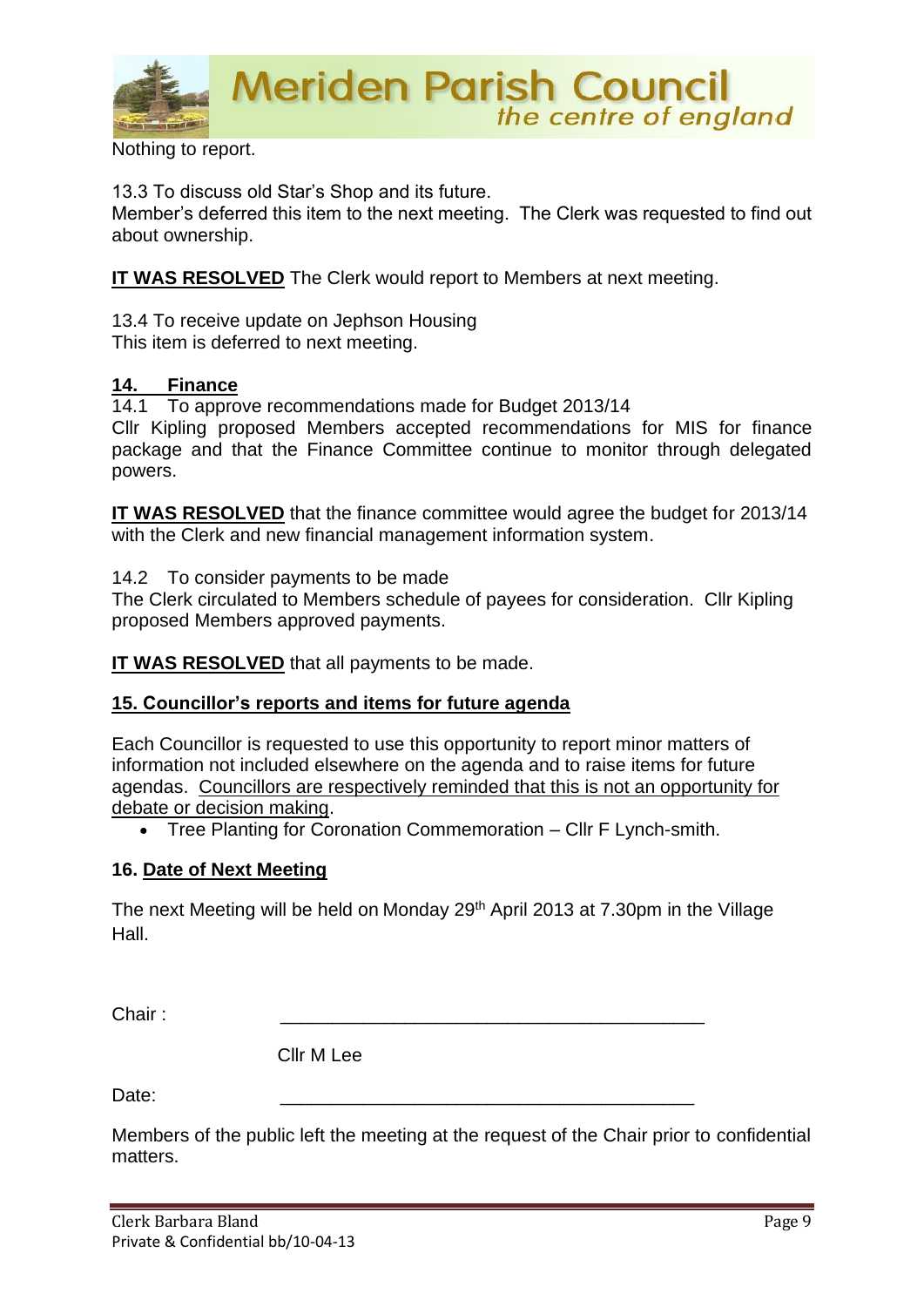Nothing to report.

13.3 To discuss old Star's Shop and its future.
Member's deferred this item to the next meeting. The Clerk was requested to find out about ownership.

**IT WAS RESOLVED** The Clerk would report to Members at next meeting.

13.4 To receive update on Jephson Housing
This item is deferred to next meeting.

## 14. Finance

14.1 To approve recommendations made for Budget 2013/14
Cllr Kipling proposed Members accepted recommendations for MIS for finance package and that the Finance Committee continue to monitor through delegated powers.

**IT WAS RESOLVED** that the finance committee would agree the budget for 2013/14 with the Clerk and new financial management information system.

14.2 To consider payments to be made
The Clerk circulated to Members schedule of payees for consideration. Cllr Kipling proposed Members approved payments.

**IT WAS RESOLVED** that all payments to be made.

## 15. Councillor's reports and items for future agenda

Each Councillor is requested to use this opportunity to report minor matters of information not included elsewhere on the agenda and to raise items for future agendas. Councillors are respectively reminded that this is not an opportunity for debate or decision making.

- Tree Planting for Coronation Commemoration – Cllr F Lynch-smith.

## 16. Date of Next Meeting

The next Meeting will be held on Monday 29th April 2013 at 7.30pm in the Village Hall.

Chair : \_\_\_\_\_\_\_\_\_\_\_\_\_\_\_\_\_\_\_\_\_\_\_\_\_\_\_\_\_\_\_\_\_\_\_\_\_\_\_\_

Cllr M Lee

Date: \_\_\_\_\_\_\_\_\_\_\_\_\_\_\_\_\_\_\_\_\_\_\_\_\_\_\_\_\_\_\_\_\_\_\_\_\_\_\_\_

Members of the public left the meeting at the request of the Chair prior to confidential matters.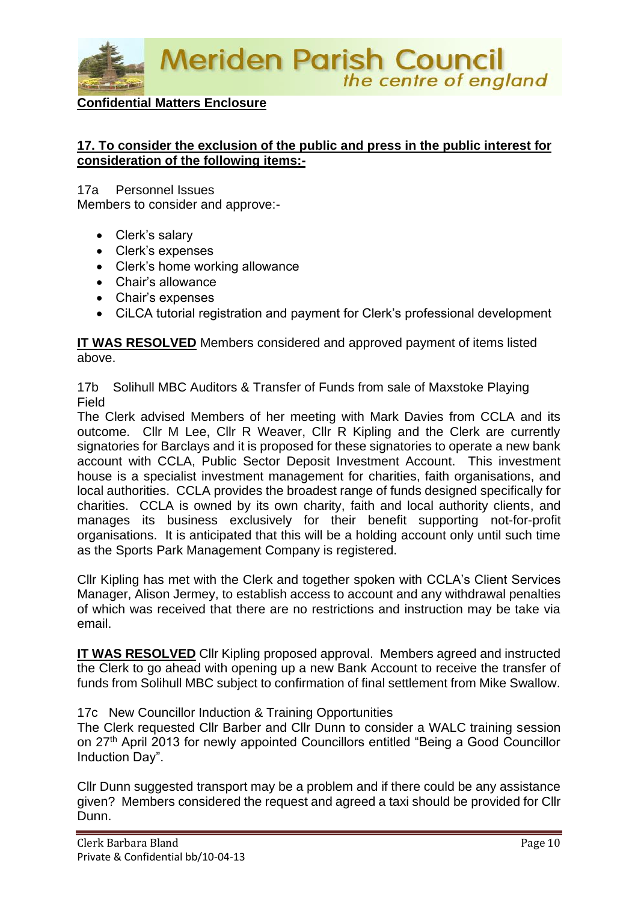**Confidential Matters Enclosure**

**17. To consider the exclusion of the public and press in the public interest for consideration of the following items:-**

17a Personnel Issues
Members to consider and approve:-

- Clerk's salary
- Clerk's expenses
- Clerk's home working allowance
- Chair's allowance
- Chair's expenses
- CiLCA tutorial registration and payment for Clerk's professional development

**IT WAS RESOLVED** Members considered and approved payment of items listed above.

17b Solihull MBC Auditors & Transfer of Funds from sale of Maxstoke Playing Field
The Clerk advised Members of her meeting with Mark Davies from CCLA and its outcome. Cllr M Lee, Cllr R Weaver, Cllr R Kipling and the Clerk are currently signatories for Barclays and it is proposed for these signatories to operate a new bank account with CCLA, Public Sector Deposit Investment Account. This investment house is a specialist investment management for charities, faith organisations, and local authorities. CCLA provides the broadest range of funds designed specifically for charities. CCLA is owned by its own charity, faith and local authority clients, and manages its business exclusively for their benefit supporting not-for-profit organisations. It is anticipated that this will be a holding account only until such time as the Sports Park Management Company is registered.

Cllr Kipling has met with the Clerk and together spoken with CCLA's Client Services Manager, Alison Jermey, to establish access to account and any withdrawal penalties of which was received that there are no restrictions and instruction may be take via email.

**IT WAS RESOLVED** Cllr Kipling proposed approval. Members agreed and instructed the Clerk to go ahead with opening up a new Bank Account to receive the transfer of funds from Solihull MBC subject to confirmation of final settlement from Mike Swallow.

17c New Councillor Induction & Training Opportunities
The Clerk requested Cllr Barber and Cllr Dunn to consider a WALC training session on 27th April 2013 for newly appointed Councillors entitled "Being a Good Councillor Induction Day".

Cllr Dunn suggested transport may be a problem and if there could be any assistance given? Members considered the request and agreed a taxi should be provided for Cllr Dunn.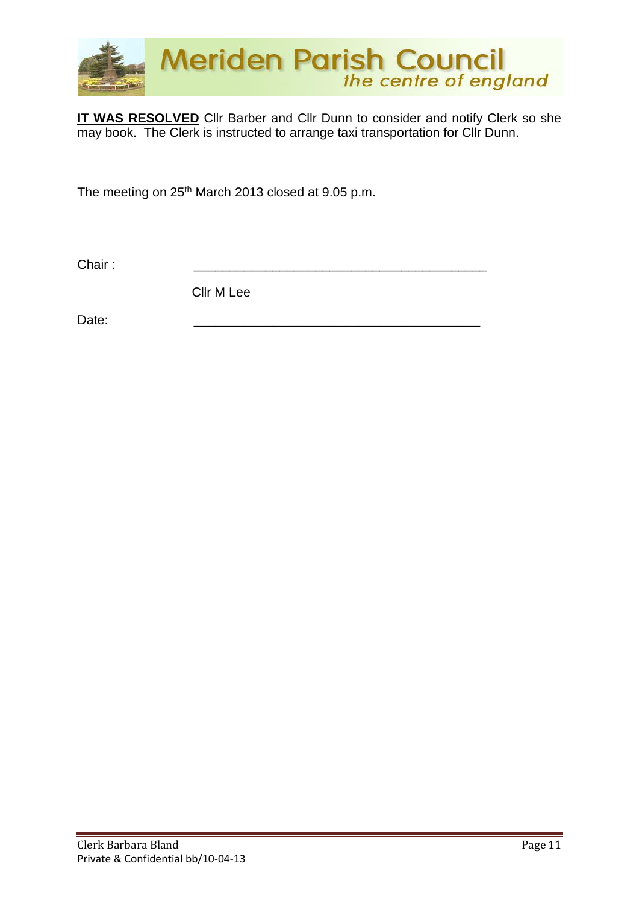**<u>IT WAS RESOLVED</u>** Cllr Barber and Cllr Dunn to consider and notify Clerk so she may book. The Clerk is instructed to arrange taxi transportation for Cllr Dunn.

The meeting on 25th March 2013 closed at 9.05 p.m.

Chair : \_\_\_\_\_\_\_\_\_\_\_\_\_\_\_\_\_\_\_\_\_\_\_\_\_\_\_\_\_\_\_\_\_\_\_\_\_\_\_\_

Cllr M Lee

Date: \_\_\_\_\_\_\_\_\_\_\_\_\_\_\_\_\_\_\_\_\_\_\_\_\_\_\_\_\_\_\_\_\_\_\_\_\_\_\_\_